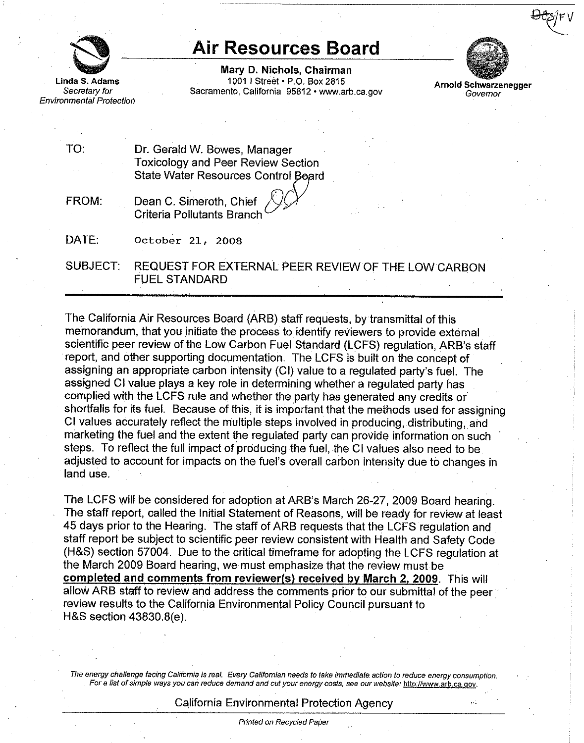DCS/FV

# Air Resources Board

Linda S. Adams
*Secretary for Environmental Protection*

**Mary D. Nichols, Chairman**
1001 I Street • P.O. Box 2815
Sacramento, California 95812 • www.arb.ca.gov

**Arnold Schwarzenegger**
*Governor*

TO: Dr. Gerald W. Bowes, Manager
Toxicology and Peer Review Section
State Water Resources Control Board

FROM: Dean C. Simeroth, Chief
Criteria Pollutants Branch

DATE: October 21, 2008

SUBJECT: REQUEST FOR EXTERNAL PEER REVIEW OF THE LOW CARBON FUEL STANDARD

---

The California Air Resources Board (ARB) staff requests, by transmittal of this memorandum, that you initiate the process to identify reviewers to provide external scientific peer review of the Low Carbon Fuel Standard (LCFS) regulation, ARB's staff report, and other supporting documentation. The LCFS is built on the concept of assigning an appropriate carbon intensity (CI) value to a regulated party's fuel. The assigned CI value plays a key role in determining whether a regulated party has complied with the LCFS rule and whether the party has generated any credits or shortfalls for its fuel. Because of this, it is important that the methods used for assigning CI values accurately reflect the multiple steps involved in producing, distributing, and marketing the fuel and the extent the regulated party can provide information on such steps. To reflect the full impact of producing the fuel, the CI values also need to be adjusted to account for impacts on the fuel's overall carbon intensity due to changes in land use.

The LCFS will be considered for adoption at ARB's March 26-27, 2009 Board hearing. The staff report, called the Initial Statement of Reasons, will be ready for review at least 45 days prior to the Hearing. The staff of ARB requests that the LCFS regulation and staff report be subject to scientific peer review consistent with Health and Safety Code (H&S) section 57004. Due to the critical timeframe for adopting the LCFS regulation at the March 2009 Board hearing, we must emphasize that the review must be **completed and comments from reviewer(s) received by March 2, 2009**. This will allow ARB staff to review and address the comments prior to our submittal of the peer review results to the California Environmental Policy Council pursuant to H&S section 43830.8(e).

*The energy challenge facing California is real. Every Californian needs to take immediate action to reduce energy consumption. For a list of simple ways you can reduce demand and cut your energy costs, see our website: http://www.arb.ca.gov.*

California Environmental Protection Agency

*Printed on Recycled Paper*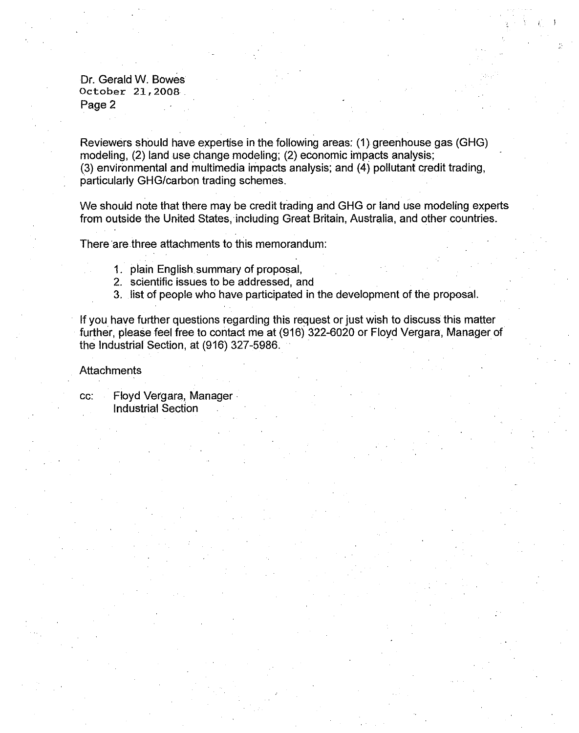Dr. Gerald W. Bowes
October 21, 2008
Page 2

Reviewers should have expertise in the following areas: (1) greenhouse gas (GHG) modeling, (2) land use change modeling; (2) economic impacts analysis; (3) environmental and multimedia impacts analysis; and (4) pollutant credit trading, particularly GHG/carbon trading schemes.

We should note that there may be credit trading and GHG or land use modeling experts from outside the United States, including Great Britain, Australia, and other countries.

There are three attachments to this memorandum:

1. plain English summary of proposal,
2. scientific issues to be addressed, and
3. list of people who have participated in the development of the proposal.

If you have further questions regarding this request or just wish to discuss this matter further, please feel free to contact me at (916) 322-6020 or Floyd Vergara, Manager of the Industrial Section, at (916) 327-5986.

Attachments

cc: Floyd Vergara, Manager
Industrial Section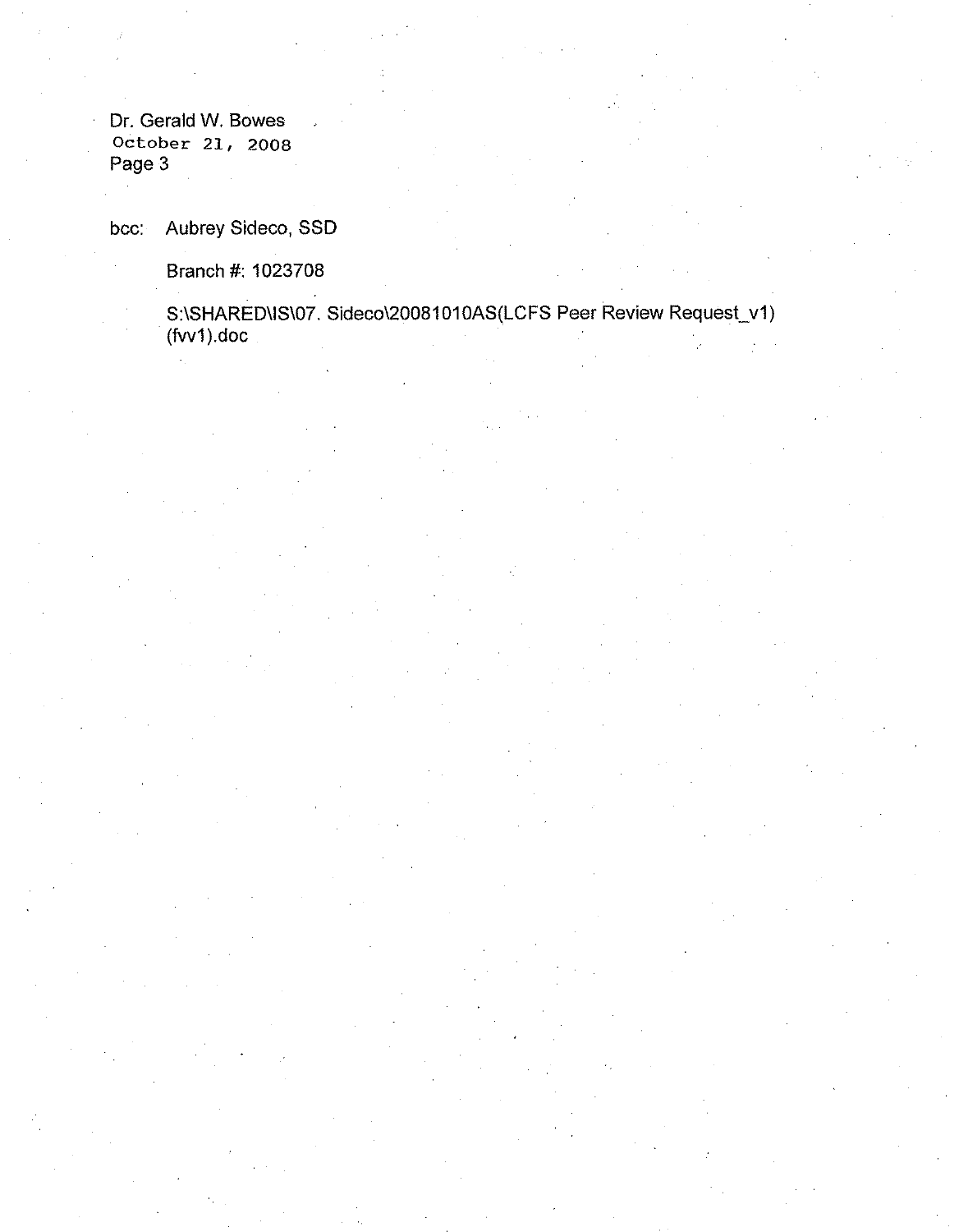bcc: Aubrey Sideco, SSD

Branch #: 1023708

S:\SHARED\IS\07. Sideco\20081010AS(LCFS Peer Review Request_v1)(fvv1).doc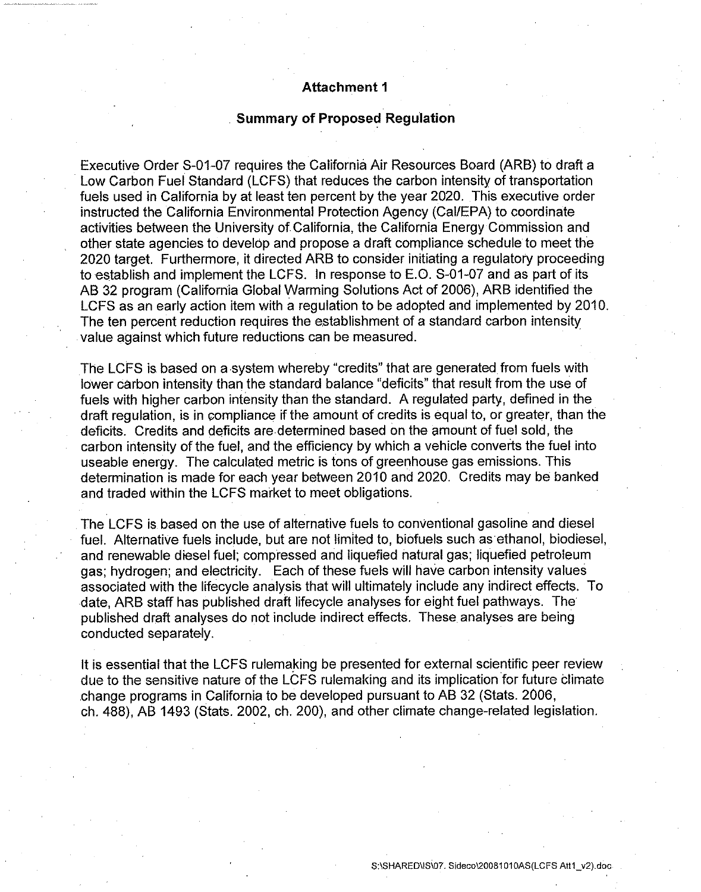# Attachment 1

## Summary of Proposed Regulation

Executive Order S-01-07 requires the California Air Resources Board (ARB) to draft a Low Carbon Fuel Standard (LCFS) that reduces the carbon intensity of transportation fuels used in California by at least ten percent by the year 2020. This executive order instructed the California Environmental Protection Agency (Cal/EPA) to coordinate activities between the University of California, the California Energy Commission and other state agencies to develop and propose a draft compliance schedule to meet the 2020 target. Furthermore, it directed ARB to consider initiating a regulatory proceeding to establish and implement the LCFS. In response to E.O. S-01-07 and as part of its AB 32 program (California Global Warming Solutions Act of 2006), ARB identified the LCFS as an early action item with a regulation to be adopted and implemented by 2010. The ten percent reduction requires the establishment of a standard carbon intensity value against which future reductions can be measured.

The LCFS is based on a system whereby "credits" that are generated from fuels with lower carbon intensity than the standard balance "deficits" that result from the use of fuels with higher carbon intensity than the standard. A regulated party, defined in the draft regulation, is in compliance if the amount of credits is equal to, or greater, than the deficits. Credits and deficits are determined based on the amount of fuel sold, the carbon intensity of the fuel, and the efficiency by which a vehicle converts the fuel into useable energy. The calculated metric is tons of greenhouse gas emissions. This determination is made for each year between 2010 and 2020. Credits may be banked and traded within the LCFS market to meet obligations.

The LCFS is based on the use of alternative fuels to conventional gasoline and diesel fuel. Alternative fuels include, but are not limited to, biofuels such as ethanol, biodiesel, and renewable diesel fuel; compressed and liquefied natural gas; liquefied petroleum gas; hydrogen; and electricity. Each of these fuels will have carbon intensity values associated with the lifecycle analysis that will ultimately include any indirect effects. To date, ARB staff has published draft lifecycle analyses for eight fuel pathways. The published draft analyses do not include indirect effects. These analyses are being conducted separately.

It is essential that the LCFS rulemaking be presented for external scientific peer review due to the sensitive nature of the LCFS rulemaking and its implication for future climate change programs in California to be developed pursuant to AB 32 (Stats. 2006, ch. 488), AB 1493 (Stats. 2002, ch. 200), and other climate change-related legislation.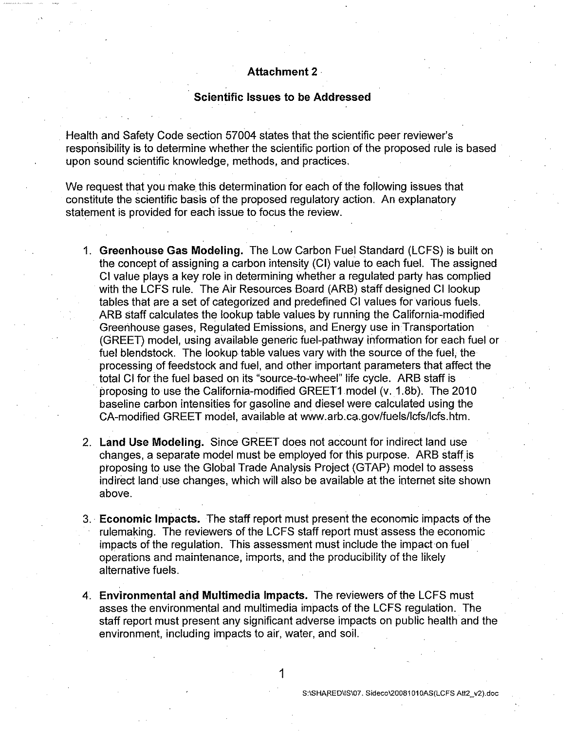# Attachment 2

## Scientific Issues to be Addressed

Health and Safety Code section 57004 states that the scientific peer reviewer's responsibility is to determine whether the scientific portion of the proposed rule is based upon sound scientific knowledge, methods, and practices.

We request that you make this determination for each of the following issues that constitute the scientific basis of the proposed regulatory action. An explanatory statement is provided for each issue to focus the review.

1. **Greenhouse Gas Modeling.** The Low Carbon Fuel Standard (LCFS) is built on the concept of assigning a carbon intensity (CI) value to each fuel. The assigned CI value plays a key role in determining whether a regulated party has complied with the LCFS rule. The Air Resources Board (ARB) staff designed CI lookup tables that are a set of categorized and predefined CI values for various fuels. ARB staff calculates the lookup table values by running the California-modified Greenhouse gases, Regulated Emissions, and Energy use in Transportation (GREET) model, using available generic fuel-pathway information for each fuel or fuel blendstock. The lookup table values vary with the source of the fuel, the processing of feedstock and fuel, and other important parameters that affect the total CI for the fuel based on its "source-to-wheel" life cycle. ARB staff is proposing to use the California-modified GREET1 model (v. 1.8b). The 2010 baseline carbon intensities for gasoline and diesel were calculated using the CA-modified GREET model, available at www.arb.ca.gov/fuels/lcfs/lcfs.htm.

2. **Land Use Modeling.** Since GREET does not account for indirect land use changes, a separate model must be employed for this purpose. ARB staff is proposing to use the Global Trade Analysis Project (GTAP) model to assess indirect land use changes, which will also be available at the internet site shown above.

3. **Economic Impacts.** The staff report must present the economic impacts of the rulemaking. The reviewers of the LCFS staff report must assess the economic impacts of the regulation. This assessment must include the impact on fuel operations and maintenance, imports, and the producibility of the likely alternative fuels.

4. **Environmental and Multimedia Impacts.** The reviewers of the LCFS must asses the environmental and multimedia impacts of the LCFS regulation. The staff report must present any significant adverse impacts on public health and the environment, including impacts to air, water, and soil.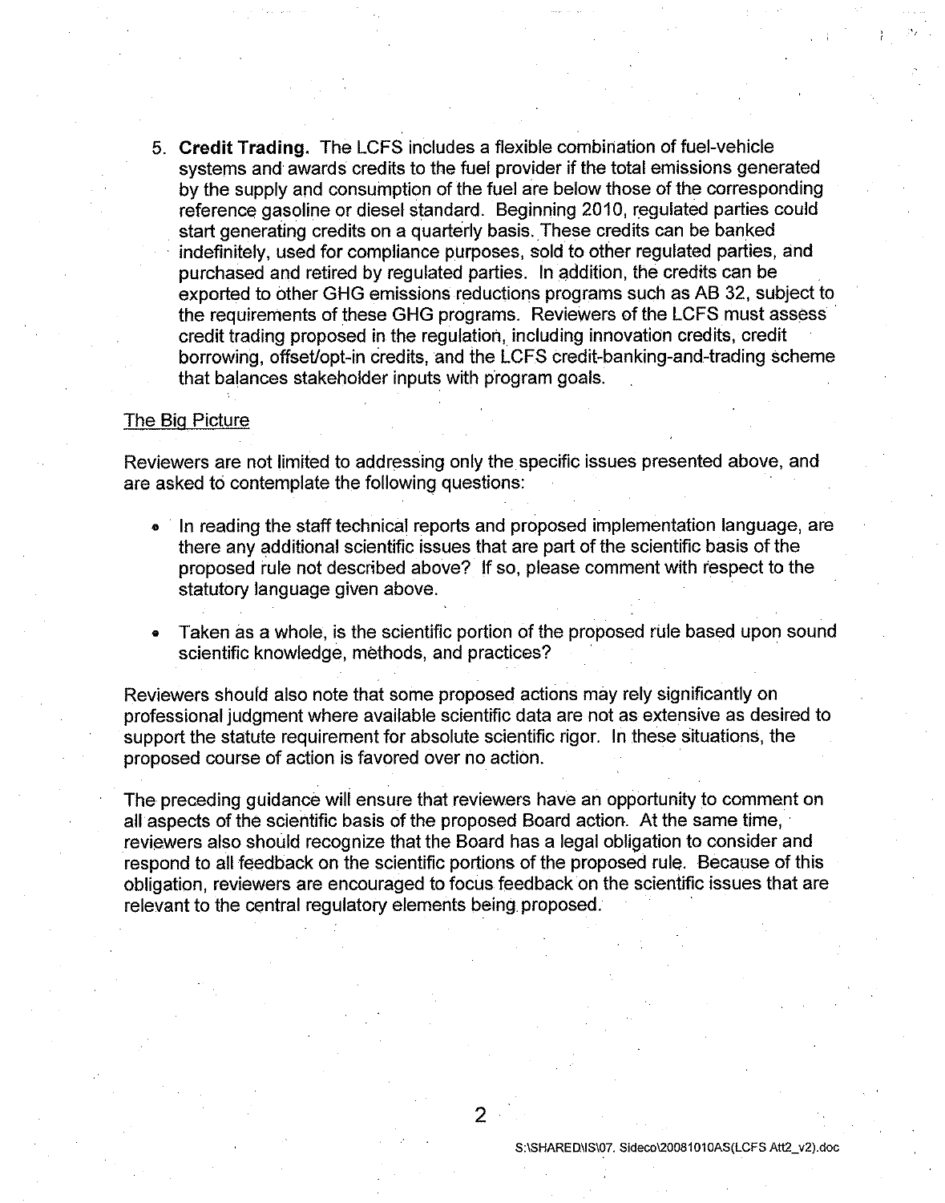5. **Credit Trading.** The LCFS includes a flexible combination of fuel-vehicle systems and awards credits to the fuel provider if the total emissions generated by the supply and consumption of the fuel are below those of the corresponding reference gasoline or diesel standard. Beginning 2010, regulated parties could start generating credits on a quarterly basis. These credits can be banked indefinitely, used for compliance purposes, sold to other regulated parties, and purchased and retired by regulated parties. In addition, the credits can be exported to other GHG emissions reductions programs such as AB 32, subject to the requirements of these GHG programs. Reviewers of the LCFS must assess credit trading proposed in the regulation, including innovation credits, credit borrowing, offset/opt-in credits, and the LCFS credit-banking-and-trading scheme that balances stakeholder inputs with program goals.

<u>The Big Picture</u>

Reviewers are not limited to addressing only the specific issues presented above, and are asked to contemplate the following questions:

- In reading the staff technical reports and proposed implementation language, are there any additional scientific issues that are part of the scientific basis of the proposed rule not described above? If so, please comment with respect to the statutory language given above.
- Taken as a whole, is the scientific portion of the proposed rule based upon sound scientific knowledge, methods, and practices?

Reviewers should also note that some proposed actions may rely significantly on professional judgment where available scientific data are not as extensive as desired to support the statute requirement for absolute scientific rigor. In these situations, the proposed course of action is favored over no action.

The preceding guidance will ensure that reviewers have an opportunity to comment on all aspects of the scientific basis of the proposed Board action. At the same time, reviewers also should recognize that the Board has a legal obligation to consider and respond to all feedback on the scientific portions of the proposed rule. Because of this obligation, reviewers are encouraged to focus feedback on the scientific issues that are relevant to the central regulatory elements being proposed.

S:\SHARED\IS\07. Sideco\20081010AS(LCFS Att2_v2).doc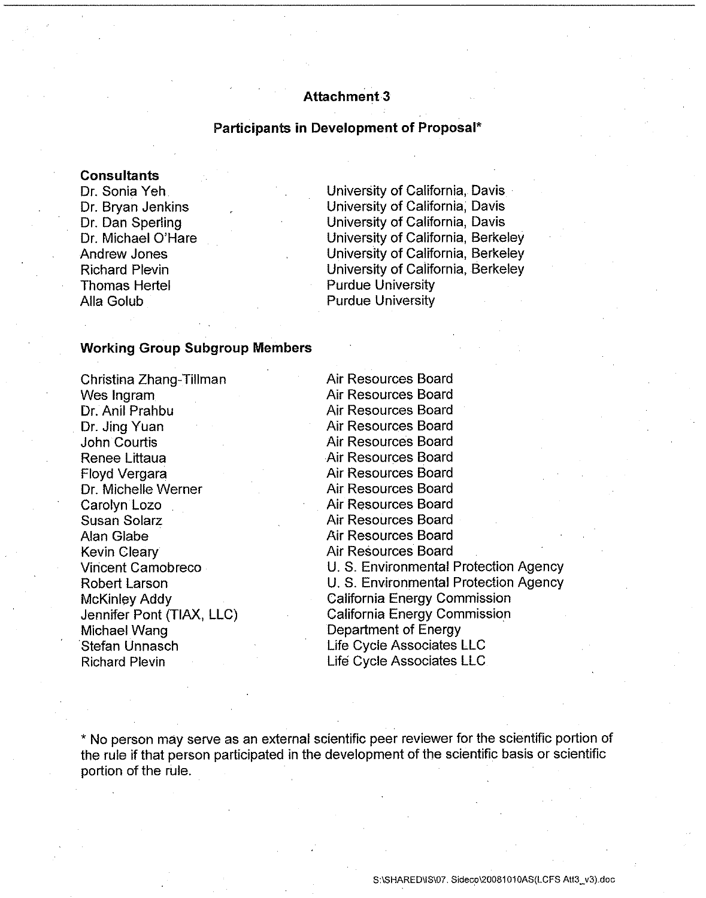**Attachment 3**

**Participants in Development of Proposal***

**Consultants**

| | |
|---|---|
| Dr. Sonia Yeh | University of California, Davis |
| Dr. Bryan Jenkins | University of California, Davis |
| Dr. Dan Sperling | University of California, Davis |
| Dr. Michael O'Hare | University of California, Berkeley |
| Andrew Jones | University of California, Berkeley |
| Richard Plevin | University of California, Berkeley |
| Thomas Hertel | Purdue University |
| Alla Golub | Purdue University |

**Working Group Subgroup Members**

| | |
|---|---|
| Christina Zhang-Tillman | Air Resources Board |
| Wes Ingram | Air Resources Board |
| Dr. Anil Prahbu | Air Resources Board |
| Dr. Jing Yuan | Air Resources Board |
| John Courtis | Air Resources Board |
| Renee Littaua | Air Resources Board |
| Floyd Vergara | Air Resources Board |
| Dr. Michelle Werner | Air Resources Board |
| Carolyn Lozo | Air Resources Board |
| Susan Solarz | Air Resources Board |
| Alan Glabe | Air Resources Board |
| Kevin Cleary | Air Resources Board |
| Vincent Camobreco | U. S. Environmental Protection Agency |
| Robert Larson | U. S. Environmental Protection Agency |
| McKinley Addy | California Energy Commission |
| Jennifer Pont (TIAX, LLC) | California Energy Commission |
| Michael Wang | Department of Energy |
| Stefan Unnasch | Life Cycle Associates LLC |
| Richard Plevin | Life Cycle Associates LLC |

* No person may serve as an external scientific peer reviewer for the scientific portion of the rule if that person participated in the development of the scientific basis or scientific portion of the rule.

S:\SHARED\IS\07. Sideco\20081010AS(LCFS Att3_v3).doc